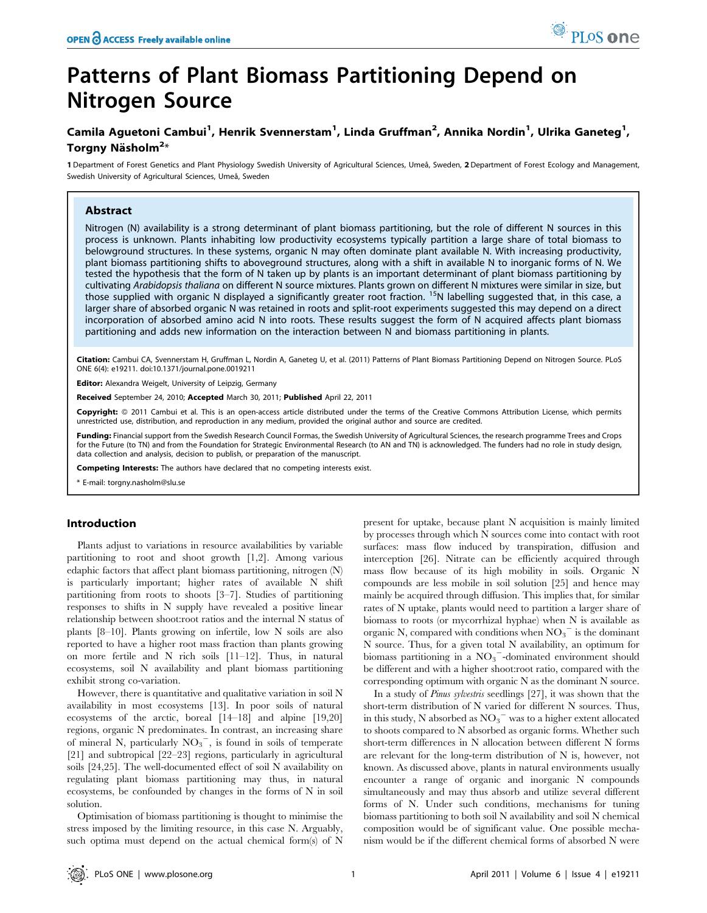# Patterns of Plant Biomass Partitioning Depend on Nitrogen Source

**Camila Aguetoni Cambui[1], Henrik Svennerstam[1], Linda Gruffman[2], Annika Nordin[1], Ulrika Ganeteg[1], Torgny Näsholm[2]***

1 Department of Forest Genetics and Plant Physiology Swedish University of Agricultural Sciences, Umeå, Sweden, 2 Department of Forest Ecology and Management, Swedish University of Agricultural Sciences, Umeå, Sweden

## Abstract

Nitrogen (N) availability is a strong determinant of plant biomass partitioning, but the role of different N sources in this process is unknown. Plants inhabiting low productivity ecosystems typically partition a large share of total biomass to belowground structures. In these systems, organic N may often dominate plant available N. With increasing productivity, plant biomass partitioning shifts to aboveground structures, along with a shift in available N to inorganic forms of N. We tested the hypothesis that the form of N taken up by plants is an important determinant of plant biomass partitioning by cultivating *Arabidopsis thaliana* on different N source mixtures. Plants grown on different N mixtures were similar in size, but those supplied with organic N displayed a significantly greater root fraction. $^{15}N$ labelling suggested that, in this case, a larger share of absorbed organic N was retained in roots and split-root experiments suggested this may depend on a direct incorporation of absorbed amino acid N into roots. These results suggest the form of N acquired affects plant biomass partitioning and adds new information on the interaction between N and biomass partitioning in plants.

**Citation:** Cambui CA, Svennerstam H, Gruffman L, Nordin A, Ganeteg U, et al. (2011) Patterns of Plant Biomass Partitioning Depend on Nitrogen Source. PLoS ONE 6(4): e19211. doi:10.1371/journal.pone.0019211

**Editor:** Alexandra Weigelt, University of Leipzig, Germany

**Received** September 24, 2010; **Accepted** March 30, 2011; **Published** April 22, 2011

**Copyright:** © 2011 Cambui et al. This is an open-access article distributed under the terms of the Creative Commons Attribution License, which permits unrestricted use, distribution, and reproduction in any medium, provided the original author and source are credited.

**Funding:** Financial support from the Swedish Research Council Formas, the Swedish University of Agricultural Sciences, the research programme Trees and Crops for the Future (to TN) and from the Foundation for Strategic Environmental Research (to AN and TN) is acknowledged. The funders had no role in study design, data collection and analysis, decision to publish, or preparation of the manuscript.

**Competing Interests:** The authors have declared that no competing interests exist.

\* E-mail: torgny.nasholm@slu.se

## Introduction

Plants adjust to variations in resource availabilities by variable partitioning to root and shoot growth [1,2]. Among various edaphic factors that affect plant biomass partitioning, nitrogen (N) is particularly important; higher rates of available N shift partitioning from roots to shoots [3–7]. Studies of partitioning responses to shifts in N supply have revealed a positive linear relationship between shoot:root ratios and the internal N status of plants [8–10]. Plants growing on infertile, low N soils are also reported to have a higher root mass fraction than plants growing on more fertile and N rich soils [11–12]. Thus, in natural ecosystems, soil N availability and plant biomass partitioning exhibit strong co-variation.

However, there is quantitative and qualitative variation in soil N availability in most ecosystems [13]. In poor soils of natural ecosystems of the arctic, boreal [14–18] and alpine [19,20] regions, organic N predominates. In contrast, an increasing share of mineral N, particularly $NO_3^-$, is found in soils of temperate [21] and subtropical [22–23] regions, particularly in agricultural soils [24,25]. The well-documented effect of soil N availability on regulating plant biomass partitioning may thus, in natural ecosystems, be confounded by changes in the forms of N in soil solution.

Optimisation of biomass partitioning is thought to minimise the stress imposed by the limiting resource, in this case N. Arguably, such optima must depend on the actual chemical form(s) of N present for uptake, because plant N acquisition is mainly limited by processes through which N sources come into contact with root surfaces: mass flow induced by transpiration, diffusion and interception [26]. Nitrate can be efficiently acquired through mass flow because of its high mobility in soils. Organic N compounds are less mobile in soil solution [25] and hence may mainly be acquired through diffusion. This implies that, for similar rates of N uptake, plants would need to partition a larger share of biomass to roots (or mycorrhizal hyphae) when N is available as organic N, compared with conditions when $NO_3^-$ is the dominant N source. Thus, for a given total N availability, an optimum for biomass partitioning in a $NO_3^-$-dominated environment should be different and with a higher shoot:root ratio, compared with the corresponding optimum with organic N as the dominant N source.

In a study of *Pinus sylvestris* seedlings [27], it was shown that the short-term distribution of N varied for different N sources. Thus, in this study, N absorbed as $NO_3^-$ was to a higher extent allocated to shoots compared to N absorbed as organic forms. Whether such short-term differences in N allocation between different N forms are relevant for the long-term distribution of N is, however, not known. As discussed above, plants in natural environments usually encounter a range of organic and inorganic N compounds simultaneously and may thus absorb and utilize several different forms of N. Under such conditions, mechanisms for tuning biomass partitioning to both soil N availability and soil N chemical composition would be of significant value. One possible mechanism would be if the different chemical forms of absorbed N were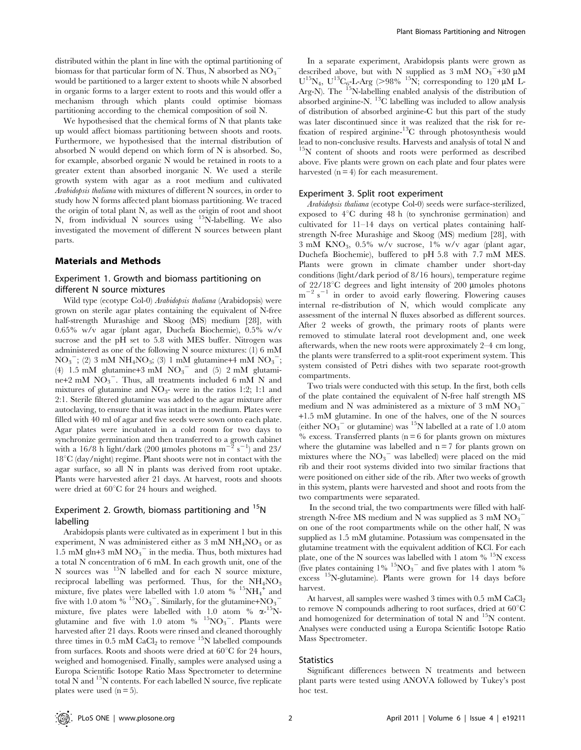distributed within the plant in line with the optimal partitioning of biomass for that particular form of N. Thus, N absorbed as $NO_3^-$ would be partitioned to a larger extent to shoots while N absorbed in organic forms to a larger extent to roots and this would offer a mechanism through which plants could optimise biomass partitioning according to the chemical composition of soil N.

We hypothesised that the chemical forms of N that plants take up would affect biomass partitioning between shoots and roots. Furthermore, we hypothesised that the internal distribution of absorbed N would depend on which form of N is absorbed. So, for example, absorbed organic N would be retained in roots to a greater extent than absorbed inorganic N. We used a sterile growth system with agar as a root medium and cultivated *Arabidopsis thaliana* with mixtures of different N sources, in order to study how N forms affected plant biomass partitioning. We traced the origin of total plant N, as well as the origin of root and shoot N, from individual N sources using $^{15}N$-labelling. We also investigated the movement of different N sources between plant parts.

## Materials and Methods

### Experiment 1. Growth and biomass partitioning on different N source mixtures

Wild type (ecotype Col-0) *Arabidopsis thaliana* (Arabidopsis) were grown on sterile agar plates containing the equivalent of N-free half-strength Murashige and Skoog (MS) medium [28], with 0.65% w/v agar (plant agar, Duchefa Biochemie), 0.5% w/v sucrose and the pH set to 5.8 with MES buffer. Nitrogen was administered as one of the following N source mixtures: (1) 6 mM $NO_3^-$; (2) 3 mM $NH_4NO_3$; (3) 1 mM glutamine+4 mM $NO_3^-$; (4) 1.5 mM glutamine+3 mM $NO_3^-$ and (5) 2 mM glutamine+2 mM $NO_3^-$. Thus, all treatments included 6 mM N and mixtures of glutamine and $NO_3$- were in the ratios 1:2; 1:1 and 2:1. Sterile filtered glutamine was added to the agar mixture after autoclaving, to ensure that it was intact in the medium. Plates were filled with 40 ml of agar and five seeds were sown onto each plate. Agar plates were incubated in a cold room for two days to synchronize germination and then transferred to a growth cabinet with a 16/8 h light/dark (200 µmoles photons $m^{-2}$ $s^{-1}$) and 23/18°C (day/night) regime. Plant shoots were not in contact with the agar surface, so all N in plants was derived from root uptake. Plants were harvested after 21 days. At harvest, roots and shoots were dried at 60°C for 24 hours and weighed.

### Experiment 2. Growth, biomass partitioning and $^{15}N$ labelling

Arabidopsis plants were cultivated as in experiment 1 but in this experiment, N was administered either as 3 mM $NH_4NO_3$ or as 1.5 mM gln+3 mM $NO_3^-$ in the media. Thus, both mixtures had a total N concentration of 6 mM. In each growth unit, one of the N sources was $^{15}N$ labelled and for each N source mixture, reciprocal labelling was performed. Thus, for the $NH_4NO_3$ mixture, five plates were labelled with 1.0 atom % $^{15}NH_4^+$ and five with 1.0 atom % $^{15}NO_3^-$. Similarly, for the glutamine+$NO_3^-$ mixture, five plates were labelled with 1.0 atom % α-$^{15}N$-glutamine and five with 1.0 atom % $^{15}NO_3^-$. Plants were harvested after 21 days. Roots were rinsed and cleaned thoroughly three times in 0.5 mM $CaCl_2$ to remove $^{15}N$ labelled compounds from surfaces. Roots and shoots were dried at 60°C for 24 hours, weighed and homogenised. Finally, samples were analysed using a Europa Scientific Isotope Ratio Mass Spectrometer to determine total N and $^{15}N$ contents. For each labelled N source, five replicate plates were used (n = 5).

In a separate experiment, Arabidopsis plants were grown as described above, but with N supplied as 3 mM $NO_3^-$+30 µM $U^{15}N_4$, $U^{13}C_6$-L-Arg (>98% $^{15}N$; corresponding to 120 µM L-Arg-N). The $^{15}N$-labelling enabled analysis of the distribution of absorbed arginine-N. $^{13}C$ labelling was included to allow analysis of distribution of absorbed arginine-C but this part of the study was later discontinued since it was realized that the risk for re-fixation of respired arginine-$^{13}C$ through photosynthesis would lead to non-conclusive results. Harvests and analysis of total N and $^{15}N$ content of shoots and roots were performed as described above. Five plants were grown on each plate and four plates were harvested (n = 4) for each measurement.

### Experiment 3. Split root experiment

*Arabidopsis thaliana* (ecotype Col-0) seeds were surface-sterilized, exposed to 4°C during 48 h (to synchronise germination) and cultivated for 11–14 days on vertical plates containing half-strength N-free Murashige and Skoog (MS) medium [28], with 3 mM $KNO_3$, 0.5% w/v sucrose, 1% w/v agar (plant agar, Duchefa Biochemie), buffered to pH 5.8 with 7.7 mM MES. Plants were grown in climate chamber under short-day conditions (light/dark period of 8/16 hours), temperature regime of 22/18°C degrees and light intensity of 200 µmoles photons $m^{-2}$ $s^{-1}$ in order to avoid early flowering. Flowering causes internal re-distribution of N, which would complicate any assessment of the internal N fluxes absorbed as different sources. After 2 weeks of growth, the primary roots of plants were removed to stimulate lateral root development and, one week afterwards, when the new roots were approximately 2–4 cm long, the plants were transferred to a split-root experiment system. This system consisted of Petri dishes with two separate root-growth compartments.

Two trials were conducted with this setup. In the first, both cells of the plate contained the equivalent of N-free half strength MS medium and N was administered as a mixture of 3 mM $NO_3^-$ +1.5 mM glutamine. In one of the halves, one of the N sources (either $NO_3^-$ or glutamine) was $^{15}N$ labelled at a rate of 1.0 atom % excess. Transferred plants (n = 6 for plants grown on mixtures where the glutamine was labelled and n = 7 for plants grown on mixtures where the $NO_3^-$ was labelled) were placed on the mid rib and their root systems divided into two similar fractions that were positioned on either side of the rib. After two weeks of growth in this system, plants were harvested and shoot and roots from the two compartments were separated.

In the second trial, the two compartments were filled with half-strength N-free MS medium and N was supplied as 3 mM $NO_3^-$ on one of the root compartments while on the other half, N was supplied as 1.5 mM glutamine. Potassium was compensated in the glutamine treatment with the equivalent addition of KCl. For each plate, one of the N sources was labelled with 1 atom % $^{15}N$ excess (five plates containing 1% $^{15}NO_3^-$ and five plates with 1 atom % excess $^{15}N$-glutamine). Plants were grown for 14 days before harvest.

At harvest, all samples were washed 3 times with 0.5 mM $CaCl_2$ to remove N compounds adhering to root surfaces, dried at 60°C and homogenized for determination of total N and $^{15}N$ content. Analyses were conducted using a Europa Scientific Isotope Ratio Mass Spectrometer.

### Statistics

Significant differences between N treatments and between plant parts were tested using ANOVA followed by Tukey's post hoc test.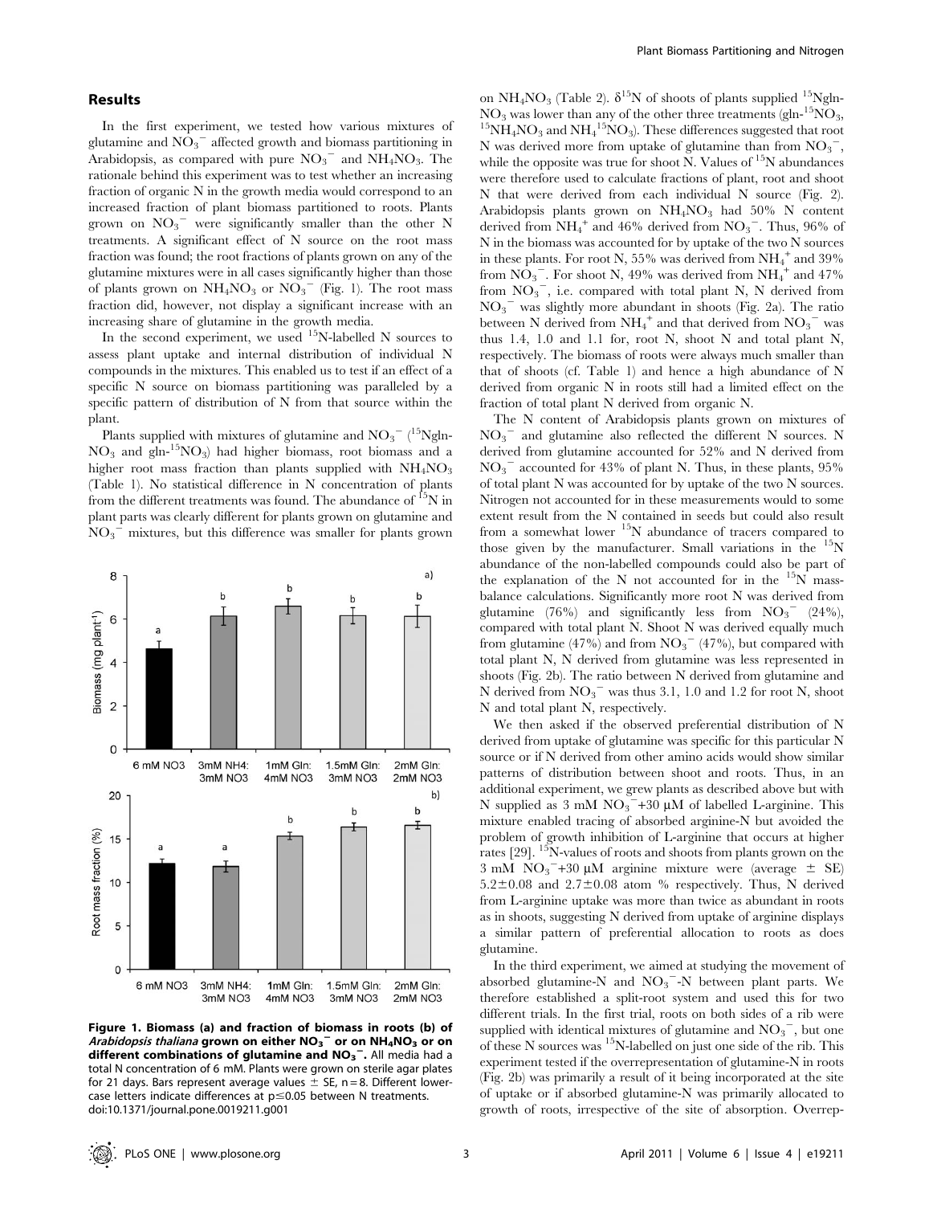## Results

In the first experiment, we tested how various mixtures of glutamine and $NO_3^-$ affected growth and biomass partitioning in Arabidopsis, as compared with pure $NO_3^-$ and $NH_4NO_3$. The rationale behind this experiment was to test whether an increasing fraction of organic N in the growth media would correspond to an increased fraction of plant biomass partitioned to roots. Plants grown on $NO_3^-$ were significantly smaller than the other N treatments. A significant effect of N source on the root mass fraction was found; the root fractions of plants grown on any of the glutamine mixtures were in all cases significantly higher than those of plants grown on $NH_4NO_3$ or $NO_3^-$ (Fig. 1). The root mass fraction did, however, not display a significant increase with an increasing share of glutamine in the growth media.

In the second experiment, we used $^{15}N$-labelled N sources to assess plant uptake and internal distribution of individual N compounds in the mixtures. This enabled us to test if an effect of a specific N source on biomass partitioning was paralleled by a specific pattern of distribution of N from that source within the plant.

Plants supplied with mixtures of glutamine and $NO_3^-$ ($^{15}$Ngln-$NO_3$ and gln-$^{15}NO_3$) had higher biomass, root biomass and a higher root mass fraction than plants supplied with $NH_4NO_3$ (Table 1). No statistical difference in N concentration of plants from the different treatments was found. The abundance of $^{15}N$ in plant parts was clearly different for plants grown on glutamine and $NO_3^-$ mixtures, but this difference was smaller for plants grown on $NH_4NO_3$ (Table 2). $\delta^{15}N$ of shoots of plants supplied $^{15}$Ngln-$NO_3$ was lower than any of the other three treatments (gln-$^{15}NO_3$, $^{15}NH_4NO_3$ and $NH_4{}^{15}NO_3$). These differences suggested that root N was derived more from uptake of glutamine than from $NO_3^-$, while the opposite was true for shoot N. Values of $^{15}N$ abundances were therefore used to calculate fractions of plant, root and shoot N that were derived from each individual N source (Fig. 2). Arabidopsis plants grown on $NH_4NO_3$ had 50% N content derived from $NH_4^+$ and 46% derived from $NO_3^-$. Thus, 96% of N in the biomass was accounted for by uptake of the two N sources in these plants. For root N, 55% was derived from $NH_4^+$ and 39% from $NO_3^-$. For shoot N, 49% was derived from $NH_4^+$ and 47% from $NO_3^-$, i.e. compared with total plant N, N derived from $NO_3^-$ was slightly more abundant in shoots (Fig. 2a). The ratio between N derived from $NH_4^+$ and that derived from $NO_3^-$ was thus 1.4, 1.0 and 1.1 for, root N, shoot N and total plant N, respectively. The biomass of roots were always much smaller than that of shoots (cf. Table 1) and hence a high abundance of N derived from organic N in roots still had a limited effect on the fraction of total plant N derived from organic N.

The N content of Arabidopsis plants grown on mixtures of $NO_3^-$ and glutamine also reflected the different N sources. N derived from glutamine accounted for 52% and N derived from $NO_3^-$ accounted for 43% of plant N. Thus, in these plants, 95% of total plant N was accounted for by uptake of the two N sources. Nitrogen not accounted for in these measurements would to some extent result from the N contained in seeds but could also result from a somewhat lower $^{15}N$ abundance of tracers compared to those given by the manufacturer. Small variations in the $^{15}N$ abundance of the non-labelled compounds could also be part of the explanation of the N not accounted for in the $^{15}N$ mass-balance calculations. Significantly more root N was derived from glutamine (76%) and significantly less from $NO_3^-$ (24%), compared with total plant N. Shoot N was derived equally much from glutamine (47%) and from $NO_3^-$ (47%), but compared with total plant N, N derived from glutamine was less represented in shoots (Fig. 2b). The ratio between N derived from glutamine and N derived from $NO_3^-$ was thus 3.1, 1.0 and 1.2 for root N, shoot N and total plant N, respectively.

We then asked if the observed preferential distribution of N derived from uptake of glutamine was specific for this particular N source or if N derived from other amino acids would show similar patterns of distribution between shoot and roots. Thus, in an additional experiment, we grew plants as described above but with N supplied as 3 mM $NO_3^-$+30 µM of labelled L-arginine. This mixture enabled tracing of absorbed arginine-N but avoided the problem of growth inhibition of L-arginine that occurs at higher rates [29]. $^{15}$N-values of roots and shoots from plants grown on the 3 mM $NO_3^-$+30 µM arginine mixture were (average ± SE) 5.2±0.08 and 2.7±0.08 atom % respectively. Thus, N derived from L-arginine uptake was more than twice as abundant in roots as in shoots, suggesting N derived from uptake of arginine displays a similar pattern of preferential allocation to roots as does glutamine.

In the third experiment, we aimed at studying the movement of absorbed glutamine-N and $NO_3^-$-N between plant parts. We therefore established a split-root system and used this for two different trials. In the first trial, roots on both sides of a rib were supplied with identical mixtures of glutamine and $NO_3^-$, but one of these N sources was $^{15}N$-labelled on just one side of the rib. This experiment tested if the overrepresentation of glutamine-N in roots (Fig. 2b) was primarily a result of it being incorporated at the site of uptake or if absorbed glutamine-N was primarily allocated to growth of roots, irrespective of the site of absorption. Overrep-

**Figure 1. Biomass (a) and fraction of biomass in roots (b) of *Arabidopsis thaliana* grown on either $NO_3^-$ or on $NH_4NO_3$ or on different combinations of glutamine and $NO_3^-$.** All media had a total N concentration of 6 mM. Plants were grown on sterile agar plates for 21 days. Bars represent average values ± SE, n = 8. Different lower-case letters indicate differences at p≤0.05 between N treatments. doi:10.1371/journal.pone.0019211.g001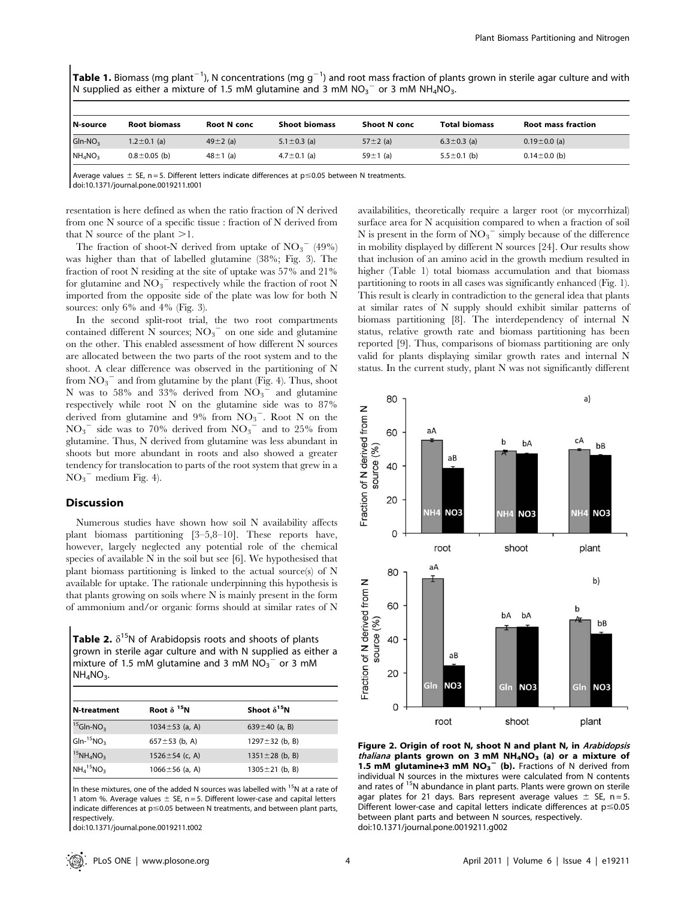**Table 1.** Biomass (mg plant$^{-1}$), N concentrations (mg g$^{-1}$) and root mass fraction of plants grown in sterile agar culture and with N supplied as either a mixture of 1.5 mM glutamine and 3 mM $NO_3^-$ or 3 mM $NH_4NO_3$.

| N-source | Root biomass | Root N conc | Shoot biomass | Shoot N conc | Total biomass | Root mass fraction |
|---|---|---|---|---|---|---|
| Gln-$NO_3$ | 1.2±0.1 (a) | 49±2 (a) | 5.1±0.3 (a) | 57±2 (a) | 6.3±0.3 (a) | 0.19±0.0 (a) |
| $NH_4NO_3$ | 0.8±0.05 (b) | 48±1 (a) | 4.7±0.1 (a) | 59±1 (a) | 5.5±0.1 (b) | 0.14±0.0 (b) |

Average values ± SE, n = 5. Different letters indicate differences at p≤0.05 between N treatments.
doi:10.1371/journal.pone.0019211.t001

resentation is here defined as when the ratio fraction of N derived from one N source of a specific tissue : fraction of N derived from that N source of the plant >1.

The fraction of shoot-N derived from uptake of $NO_3^-$ (49%) was higher than that of labelled glutamine (38%; Fig. 3). The fraction of root N residing at the site of uptake was 57% and 21% for glutamine and $NO_3^-$ respectively while the fraction of root N imported from the opposite side of the plate was low for both N sources: only 6% and 4% (Fig. 3).

In the second split-root trial, the two root compartments contained different N sources; $NO_3^-$ on one side and glutamine on the other. This enabled assessment of how different N sources are allocated between the two parts of the root system and to the shoot. A clear difference was observed in the partitioning of N from $NO_3^-$ and from glutamine by the plant (Fig. 4). Thus, shoot N was to 58% and 33% derived from $NO_3^-$ and glutamine respectively while root N on the glutamine side was to 87% derived from glutamine and 9% from $NO_3^-$. Root N on the $NO_3^-$ side was to 70% derived from $NO_3^-$ and to 25% from glutamine. Thus, N derived from glutamine was less abundant in shoots but more abundant in roots and also showed a greater tendency for translocation to parts of the root system that grew in a $NO_3^-$ medium Fig. 4).

## Discussion

Numerous studies have shown how soil N availability affects plant biomass partitioning [3–5,8–10]. These reports have, however, largely neglected any potential role of the chemical species of available N in the soil but see [6]. We hypothesised that plant biomass partitioning is linked to the actual source(s) of N available for uptake. The rationale underpinning this hypothesis is that plants growing on soils where N is mainly present in the form of ammonium and/or organic forms should at similar rates of N availabilities, theoretically require a larger root (or mycorrhizal) surface area for N acquisition compared to when a fraction of soil N is present in the form of $NO_3^-$ simply because of the difference in mobility displayed by different N sources [24]. Our results show that inclusion of an amino acid in the growth medium resulted in higher (Table 1) total biomass accumulation and that biomass partitioning to roots in all cases was significantly enhanced (Fig. 1). This result is clearly in contradiction to the general idea that plants at similar rates of N supply should exhibit similar patterns of biomass partitioning [8]. The interdependency of internal N status, relative growth rate and biomass partitioning has been reported [9]. Thus, comparisons of biomass partitioning are only valid for plants displaying similar growth rates and internal N status. In the current study, plant N was not significantly different

**Table 2.** $\delta^{15}N$ of Arabidopsis roots and shoots of plants grown in sterile agar culture and with N supplied as either a mixture of 1.5 mM glutamine and 3 mM $NO_3^-$ or 3 mM $NH_4NO_3$.

| N-treatment | Root $\delta^{15}N$ | Shoot $\delta^{15}N$ |
|---|---|---|
| $^{15}$Gln-$NO_3$ | 1034±53 (a, A) | 639±40 (a, B) |
| Gln-$^{15}NO_3$ | 657±53 (b, A) | 1297±32 (b, B) |
| $^{15}NH_4NO_3$ | 1526±54 (c, A) | 1351±28 (b, B) |
| $NH_4{}^{15}NO_3$ | 1066±56 (a, A) | 1305±21 (b, B) |

In these mixtures, one of the added N sources was labelled with $^{15}N$ at a rate of 1 atom %. Average values ± SE, n = 5. Different lower-case and capital letters indicate differences at p≤0.05 between N treatments, and between plant parts, respectively.
doi:10.1371/journal.pone.0019211.t002

**Figure 2. Origin of root N, shoot N and plant N, in *Arabidopsis thaliana* plants grown on 3 mM $NH_4NO_3$ (a) or a mixture of 1.5 mM glutamine+3 mM $NO_3^-$ (b).** Fractions of N derived from individual N sources in the mixtures were calculated from N contents and rates of $^{15}N$ abundance in plant parts. Plants were grown on sterile agar plates for 21 days. Bars represent average values ± SE, n = 5. Different lower-case and capital letters indicate differences at p≤0.05 between plant parts and between N sources, respectively.
doi:10.1371/journal.pone.0019211.g002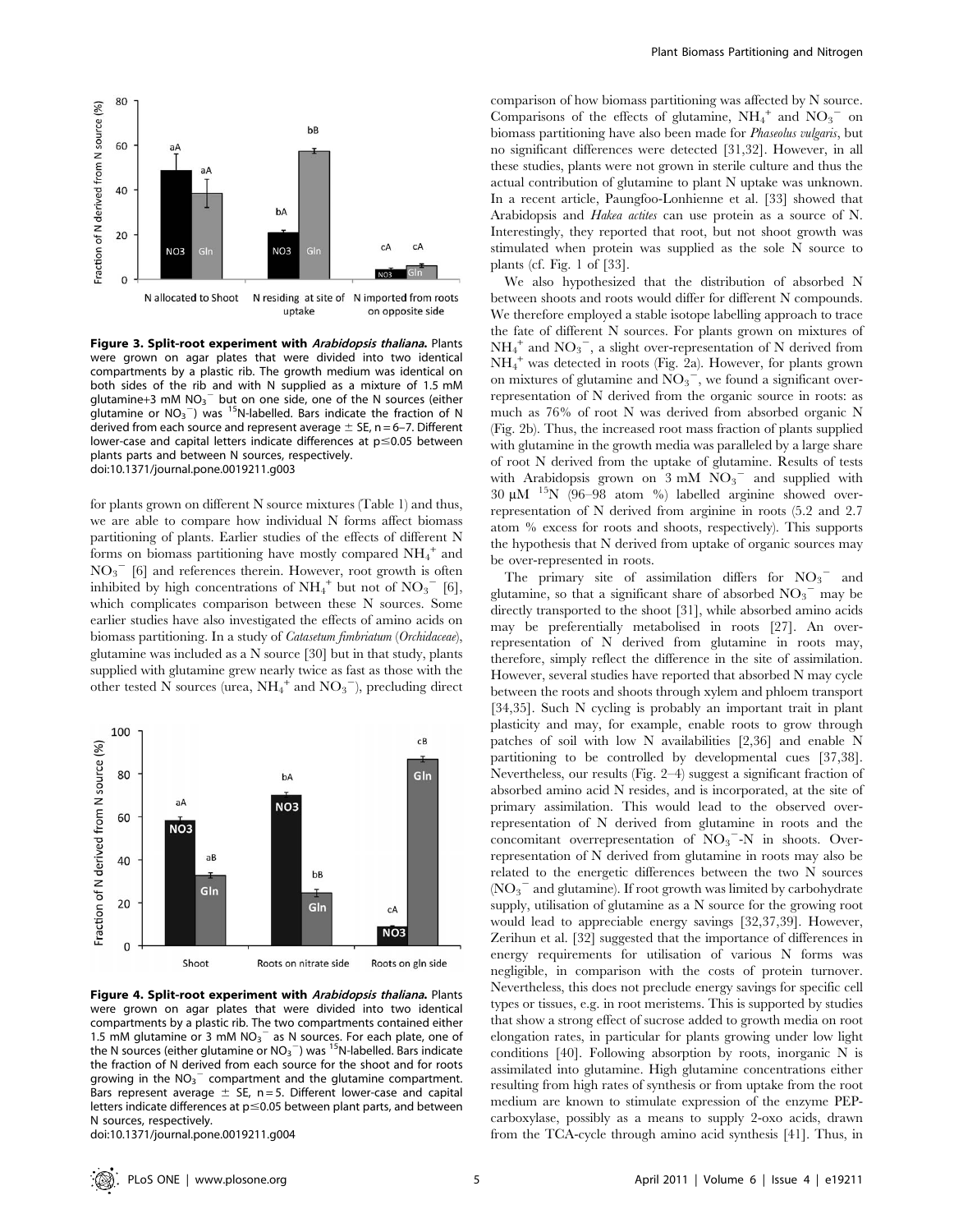**Figure 3. Split-root experiment with *Arabidopsis thaliana*.** Plants were grown on agar plates that were divided into two identical compartments by a plastic rib. The growth medium was identical on both sides of the rib and with N supplied as a mixture of 1.5 mM glutamine+3 mM $NO_3^-$ but on one side, one of the N sources (either glutamine or $NO_3^-$) was $^{15}N$-labelled. Bars indicate the fraction of N derived from each source and represent average ± SE, n = 6–7. Different lower-case and capital letters indicate differences at p≤0.05 between plants parts and between N sources, respectively.
doi:10.1371/journal.pone.0019211.g003

for plants grown on different N source mixtures (Table 1) and thus, we are able to compare how individual N forms affect biomass partitioning of plants. Earlier studies of the effects of different N forms on biomass partitioning have mostly compared $NH_4^+$ and $NO_3^-$ [6] and references therein. However, root growth is often inhibited by high concentrations of $NH_4^+$ but not of $NO_3^-$ [6], which complicates comparison between these N sources. Some earlier studies have also investigated the effects of amino acids on biomass partitioning. In a study of *Catasetum fimbriatum* (*Orchidaceae*), glutamine was included as a N source [30] but in that study, plants supplied with glutamine grew nearly twice as fast as those with the other tested N sources (urea, $NH_4^+$ and $NO_3^-$), precluding direct

**Figure 4. Split-root experiment with *Arabidopsis thaliana*.** Plants were grown on agar plates that were divided into two identical compartments by a plastic rib. The two compartments contained either 1.5 mM glutamine or 3 mM $NO_3^-$ as N sources. For each plate, one of the N sources (either glutamine or $NO_3^-$) was $^{15}N$-labelled. Bars indicate the fraction of N derived from each source for the shoot and for roots growing in the $NO_3^-$ compartment and the glutamine compartment. Bars represent average ± SE, n = 5. Different lower-case and capital letters indicate differences at p≤0.05 between plant parts, and between N sources, respectively.
doi:10.1371/journal.pone.0019211.g004

comparison of how biomass partitioning was affected by N source. Comparisons of the effects of glutamine, $NH_4^+$ and $NO_3^-$ on biomass partitioning have also been made for *Phaseolus vulgaris*, but no significant differences were detected [31,32]. However, in all these studies, plants were not grown in sterile culture and thus the actual contribution of glutamine to plant N uptake was unknown. In a recent article, Paungfoo-Lonhienne et al. [33] showed that Arabidopsis and *Hakea actites* can use protein as a source of N. Interestingly, they reported that root, but not shoot growth was stimulated when protein was supplied as the sole N source to plants (cf. Fig. 1 of [33].

We also hypothesized that the distribution of absorbed N between shoots and roots would differ for different N compounds. We therefore employed a stable isotope labelling approach to trace the fate of different N sources. For plants grown on mixtures of $NH_4^+$ and $NO_3^-$, a slight over-representation of N derived from $NH_4^+$ was detected in roots (Fig. 2a). However, for plants grown on mixtures of glutamine and $NO_3^-$, we found a significant over-representation of N derived from the organic source in roots: as much as 76% of root N was derived from absorbed organic N (Fig. 2b). Thus, the increased root mass fraction of plants supplied with glutamine in the growth media was paralleled by a large share of root N derived from the uptake of glutamine. Results of tests with Arabidopsis grown on 3 mM $NO_3^-$ and supplied with 30 µM $^{15}N$ (96–98 atom %) labelled arginine showed over-representation of N derived from arginine in roots (5.2 and 2.7 atom % excess for roots and shoots, respectively). This supports the hypothesis that N derived from uptake of organic sources may be over-represented in roots.

The primary site of assimilation differs for $NO_3^-$ and glutamine, so that a significant share of absorbed $NO_3^-$ may be directly transported to the shoot [31], while absorbed amino acids may be preferentially metabolised in roots [27]. An over-representation of N derived from glutamine in roots may, therefore, simply reflect the difference in the site of assimilation. However, several studies have reported that absorbed N may cycle between the roots and shoots through xylem and phloem transport [34,35]. Such N cycling is probably an important trait in plant plasticity and may, for example, enable roots to grow through patches of soil with low N availabilities [2,36] and enable N partitioning to be controlled by developmental cues [37,38]. Nevertheless, our results (Fig. 2–4) suggest a significant fraction of absorbed amino acid N resides, and is incorporated, at the site of primary assimilation. This would lead to the observed over-representation of N derived from glutamine in roots and the concomitant overrepresentation of $NO_3^-$-N in shoots. Over-representation of N derived from glutamine in roots may also be related to the energetic differences between the two N sources ($NO_3^-$ and glutamine). If root growth was limited by carbohydrate supply, utilisation of glutamine as a N source for the growing root would lead to appreciable energy savings [32,37,39]. However, Zerihun et al. [32] suggested that the importance of differences in energy requirements for utilisation of various N forms was negligible, in comparison with the costs of protein turnover. Nevertheless, this does not preclude energy savings for specific cell types or tissues, e.g. in root meristems. This is supported by studies that show a strong effect of sucrose added to growth media on root elongation rates, in particular for plants growing under low light conditions [40]. Following absorption by roots, inorganic N is assimilated into glutamine. High glutamine concentrations either resulting from high rates of synthesis or from uptake from the root medium are known to stimulate expression of the enzyme PEP-carboxylase, possibly as a means to supply 2-oxo acids, drawn from the TCA-cycle through amino acid synthesis [41]. Thus, in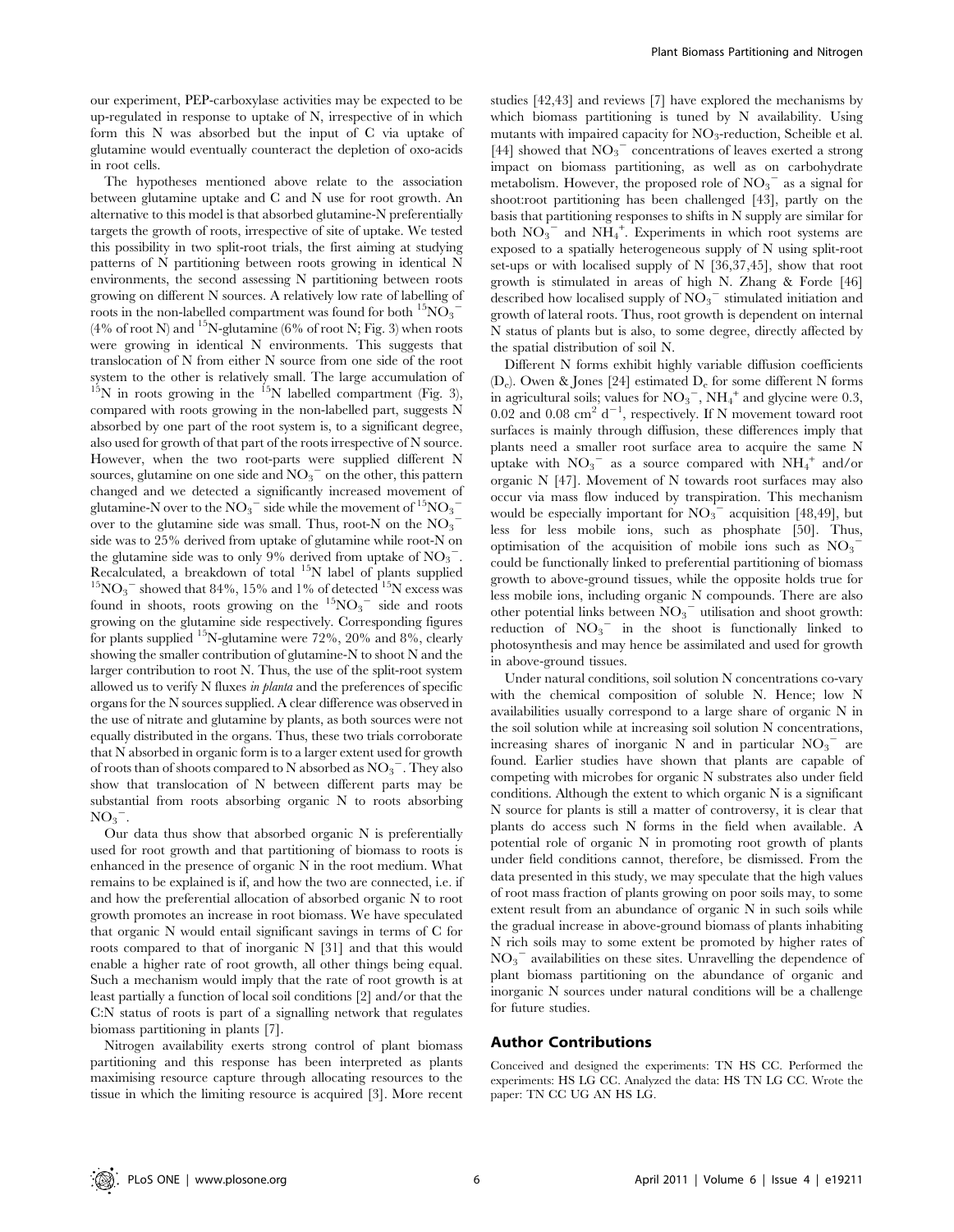our experiment, PEP-carboxylase activities may be expected to be up-regulated in response to uptake of N, irrespective of in which form this N was absorbed but the input of C via uptake of glutamine would eventually counteract the depletion of oxo-acids in root cells.

The hypotheses mentioned above relate to the association between glutamine uptake and C and N use for root growth. An alternative to this model is that absorbed glutamine-N preferentially targets the growth of roots, irrespective of site of uptake. We tested this possibility in two split-root trials, the first aiming at studying patterns of N partitioning between roots growing in identical N environments, the second assessing N partitioning between roots growing on different N sources. A relatively low rate of labelling of roots in the non-labelled compartment was found for both $^{15}NO_3^-$ (4% of root N) and $^{15}$N-glutamine (6% of root N; Fig. 3) when roots were growing in identical N environments. This suggests that translocation of N from either N source from one side of the root system to the other is relatively small. The large accumulation of $^{15}$N in roots growing in the $^{15}$N labelled compartment (Fig. 3), compared with roots growing in the non-labelled part, suggests N absorbed by one part of the root system is, to a significant degree, also used for growth of that part of the roots irrespective of N source. However, when the two root-parts were supplied different N sources, glutamine on one side and $NO_3^-$ on the other, this pattern changed and we detected a significantly increased movement of glutamine-N over to the $NO_3^-$ side while the movement of $^{15}NO_3^-$ over to the glutamine side was small. Thus, root-N on the $NO_3^-$ side was to 25% derived from uptake of glutamine while root-N on the glutamine side was to only 9% derived from uptake of $NO_3^-$. Recalculated, a breakdown of total $^{15}$N label of plants supplied $^{15}NO_3^-$ showed that 84%, 15% and 1% of detected $^{15}$N excess was found in shoots, roots growing on the $^{15}NO_3^-$ side and roots growing on the glutamine side respectively. Corresponding figures for plants supplied $^{15}$N-glutamine were 72%, 20% and 8%, clearly showing the smaller contribution of glutamine-N to shoot N and the larger contribution to root N. Thus, the use of the split-root system allowed us to verify N fluxes *in planta* and the preferences of specific organs for the N sources supplied. A clear difference was observed in the use of nitrate and glutamine by plants, as both sources were not equally distributed in the organs. Thus, these two trials corroborate that N absorbed in organic form is to a larger extent used for growth of roots than of shoots compared to N absorbed as $NO_3^-$. They also show that translocation of N between different parts may be substantial from roots absorbing organic N to roots absorbing $NO_3^-$.

Our data thus show that absorbed organic N is preferentially used for root growth and that partitioning of biomass to roots is enhanced in the presence of organic N in the root medium. What remains to be explained is if, and how the two are connected, i.e. if and how the preferential allocation of absorbed organic N to root growth promotes an increase in root biomass. We have speculated that organic N would entail significant savings in terms of C for roots compared to that of inorganic N [31] and that this would enable a higher rate of root growth, all other things being equal. Such a mechanism would imply that the rate of root growth is at least partially a function of local soil conditions [2] and/or that the C:N status of roots is part of a signalling network that regulates biomass partitioning in plants [7].

Nitrogen availability exerts strong control of plant biomass partitioning and this response has been interpreted as plants maximising resource capture through allocating resources to the tissue in which the limiting resource is acquired [3]. More recent studies [42,43] and reviews [7] have explored the mechanisms by which biomass partitioning is tuned by N availability. Using mutants with impaired capacity for $NO_3$-reduction, Scheible et al. [44] showed that $NO_3^-$ concentrations of leaves exerted a strong impact on biomass partitioning, as well as on carbohydrate metabolism. However, the proposed role of $NO_3^-$ as a signal for shoot:root partitioning has been challenged [43], partly on the basis that partitioning responses to shifts in N supply are similar for both $NO_3^-$ and $NH_4^+$. Experiments in which root systems are exposed to a spatially heterogeneous supply of N using split-root set-ups or with localised supply of N [36,37,45], show that root growth is stimulated in areas of high N. Zhang & Forde [46] described how localised supply of $NO_3^-$ stimulated initiation and growth of lateral roots. Thus, root growth is dependent on internal N status of plants but is also, to some degree, directly affected by the spatial distribution of soil N.

Different N forms exhibit highly variable diffusion coefficients ($D_c$). Owen & Jones [24] estimated $D_c$ for some different N forms in agricultural soils; values for $NO_3^-$, $NH_4^+$ and glycine were 0.3, 0.02 and 0.08 $cm^2\ d^{-1}$, respectively. If N movement toward root surfaces is mainly through diffusion, these differences imply that plants need a smaller root surface area to acquire the same N uptake with $NO_3^-$ as a source compared with $NH_4^+$ and/or organic N [47]. Movement of N towards root surfaces may also occur via mass flow induced by transpiration. This mechanism would be especially important for $NO_3^-$ acquisition [48,49], but less for less mobile ions, such as phosphate [50]. Thus, optimisation of the acquisition of mobile ions such as $NO_3^-$ could be functionally linked to preferential partitioning of biomass growth to above-ground tissues, while the opposite holds true for less mobile ions, including organic N compounds. There are also other potential links between $NO_3^-$ utilisation and shoot growth: reduction of $NO_3^-$ in the shoot is functionally linked to photosynthesis and may hence be assimilated and used for growth in above-ground tissues.

Under natural conditions, soil solution N concentrations co-vary with the chemical composition of soluble N. Hence; low N availabilities usually correspond to a large share of organic N in the soil solution while at increasing soil solution N concentrations, increasing shares of inorganic N and in particular $NO_3^-$ are found. Earlier studies have shown that plants are capable of competing with microbes for organic N substrates also under field conditions. Although the extent to which organic N is a significant N source for plants is still a matter of controversy, it is clear that plants do access such N forms in the field when available. A potential role of organic N in promoting root growth of plants under field conditions cannot, therefore, be dismissed. From the data presented in this study, we may speculate that the high values of root mass fraction of plants growing on poor soils may, to some extent result from an abundance of organic N in such soils while the gradual increase in above-ground biomass of plants inhabiting N rich soils may to some extent be promoted by higher rates of $NO_3^-$ availabilities on these sites. Unravelling the dependence of plant biomass partitioning on the abundance of organic and inorganic N sources under natural conditions will be a challenge for future studies.

## Author Contributions

Conceived and designed the experiments: TN HS CC. Performed the experiments: HS LG CC. Analyzed the data: HS TN LG CC. Wrote the paper: TN CC UG AN HS LG.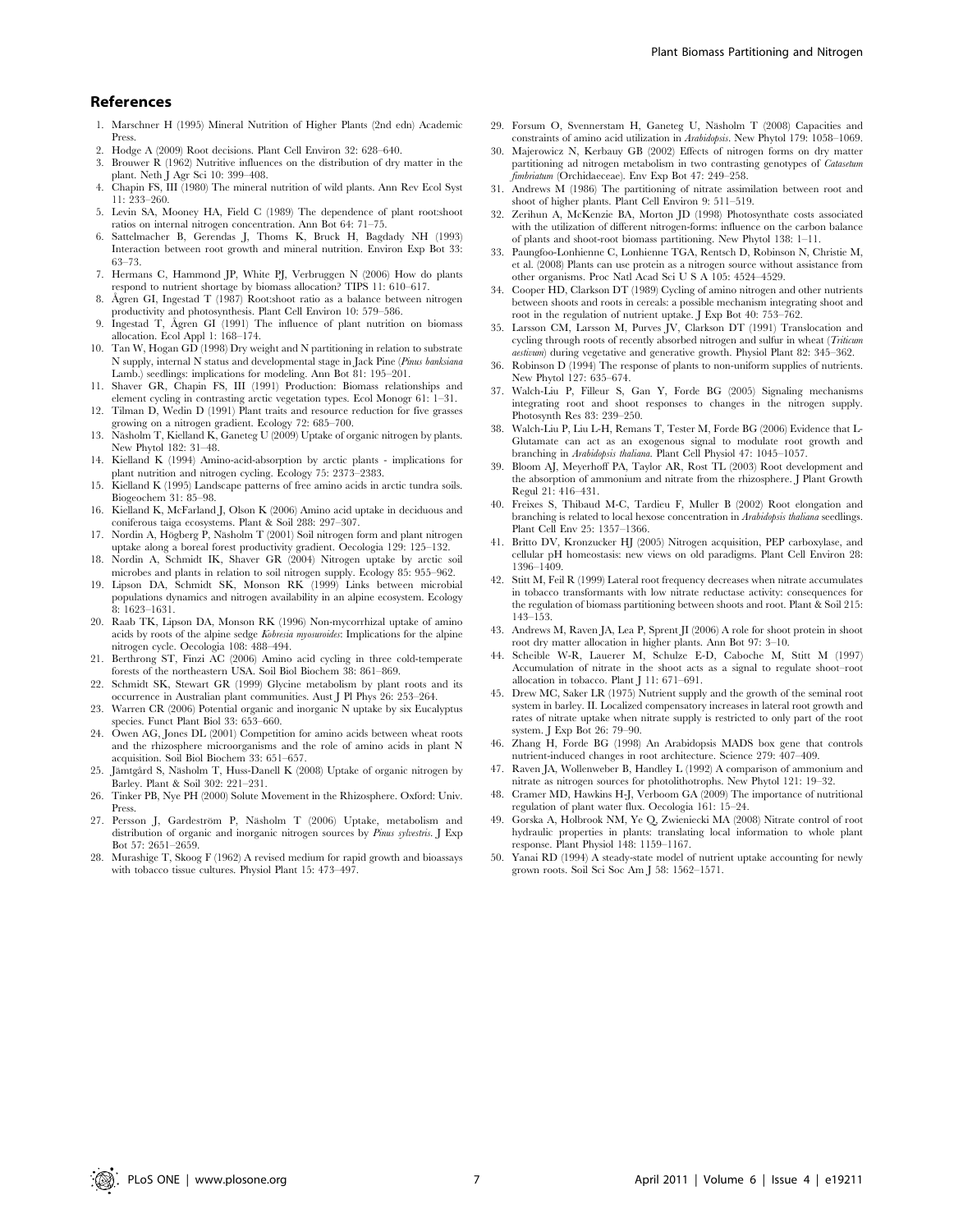## References

1. Marschner H (1995) Mineral Nutrition of Higher Plants (2nd edn) Academic Press.
2. Hodge A (2009) Root decisions. Plant Cell Environ 32: 628–640.
3. Brouwer R (1962) Nutritive influences on the distribution of dry matter in the plant. Neth J Agr Sci 10: 399–408.
4. Chapin FS, III (1980) The mineral nutrition of wild plants. Ann Rev Ecol Syst 11: 233–260.
5. Levin SA, Mooney HA, Field C (1989) The dependence of plant root:shoot ratios on internal nitrogen concentration. Ann Bot 64: 71–75.
6. Sattelmacher B, Gerendas J, Thoms K, Bruck H, Bagdady NH (1993) Interaction between root growth and mineral nutrition. Environ Exp Bot 33: 63–73.
7. Hermans C, Hammond JP, White PJ, Verbruggen N (2006) How do plants respond to nutrient shortage by biomass allocation? TIPS 11: 610–617.
8. Ågren GI, Ingestad T (1987) Root:shoot ratio as a balance between nitrogen productivity and photosynthesis. Plant Cell Environ 10: 579–586.
9. Ingestad T, Ågren GI (1991) The influence of plant nutrition on biomass allocation. Ecol Appl 1: 168–174.
10. Tan W, Hogan GD (1998) Dry weight and N partitioning in relation to substrate N supply, internal N status and developmental stage in Jack Pine (*Pinus banksiana* Lamb.) seedlings: implications for modeling. Ann Bot 81: 195–201.
11. Shaver GR, Chapin FS, III (1991) Production: Biomass relationships and element cycling in contrasting arctic vegetation types. Ecol Monogr 61: 1–31.
12. Tilman D, Wedin D (1991) Plant traits and resource reduction for five grasses growing on a nitrogen gradient. Ecology 72: 685–700.
13. Näsholm T, Kielland K, Ganeteg U (2009) Uptake of organic nitrogen by plants. New Phytol 182: 31–48.
14. Kielland K (1994) Amino-acid-absorption by arctic plants - implications for plant nutrition and nitrogen cycling. Ecology 75: 2373–2383.
15. Kielland K (1995) Landscape patterns of free amino acids in arctic tundra soils. Biogeochem 31: 85–98.
16. Kielland K, McFarland J, Olson K (2006) Amino acid uptake in deciduous and coniferous taiga ecosystems. Plant & Soil 288: 297–307.
17. Nordin A, Högberg P, Näsholm T (2001) Soil nitrogen form and plant nitrogen uptake along a boreal forest productivity gradient. Oecologia 129: 125–132.
18. Nordin A, Schmidt IK, Shaver GR (2004) Nitrogen uptake by arctic soil microbes and plants in relation to soil nitrogen supply. Ecology 85: 955–962.
19. Lipson DA, Schmidt SK, Monson RK (1999) Links between microbial populations dynamics and nitrogen availability in an alpine ecosystem. Ecology 8: 1623–1631.
20. Raab TK, Lipson DA, Monson RK (1996) Non-mycorrhizal uptake of amino acids by roots of the alpine sedge *Kobresia myosuroides*: Implications for the alpine nitrogen cycle. Oecologia 108: 488–494.
21. Berthrong ST, Finzi AC (2006) Amino acid cycling in three cold-temperate forests of the northeastern USA. Soil Biol Biochem 38: 861–869.
22. Schmidt SK, Stewart GR (1999) Glycine metabolism by plant roots and its occurrence in Australian plant communities. Aust J Pl Phys 26: 253–264.
23. Warren CR (2006) Potential organic and inorganic N uptake by six Eucalyptus species. Funct Plant Biol 33: 653–660.
24. Owen AG, Jones DL (2001) Competition for amino acids between wheat roots and the rhizosphere microorganisms and the role of amino acids in plant N acquisition. Soil Biol Biochem 33: 651–657.
25. Jämtgård S, Näsholm T, Huss-Danell K (2008) Uptake of organic nitrogen by Barley. Plant & Soil 302: 221–231.
26. Tinker PB, Nye PH (2000) Solute Movement in the Rhizosphere. Oxford: Univ. Press.
27. Persson J, Gardeström P, Näsholm T (2006) Uptake, metabolism and distribution of organic and inorganic nitrogen sources by *Pinus sylvestris*. J Exp Bot 57: 2651–2659.
28. Murashige T, Skoog F (1962) A revised medium for rapid growth and bioassays with tobacco tissue cultures. Physiol Plant 15: 473–497.
29. Forsum O, Svennerstam H, Ganeteg U, Näsholm T (2008) Capacities and constraints of amino acid utilization in *Arabidopsis*. New Phytol 179: 1058–1069.
30. Majerowicz N, Kerbauy GB (2002) Effects of nitrogen forms on dry matter partitioning ad nitrogen metabolism in two contrasting genotypes of *Catasetum fimbriatum* (Orchidaeceae). Env Exp Bot 47: 249–258.
31. Andrews M (1986) The partitioning of nitrate assimilation between root and shoot of higher plants. Plant Cell Environ 9: 511–519.
32. Zerihun A, McKenzie BA, Morton JD (1998) Photosynthate costs associated with the utilization of different nitrogen-forms: influence on the carbon balance of plants and shoot-root biomass partitioning. New Phytol 138: 1–11.
33. Paungfoo-Lonhienne C, Lonhienne TGA, Rentsch D, Robinson N, Christie M, et al. (2008) Plants can use protein as a nitrogen source without assistance from other organisms. Proc Natl Acad Sci U S A 105: 4524–4529.
34. Cooper HD, Clarkson DT (1989) Cycling of amino nitrogen and other nutrients between shoots and roots in cereals: a possible mechanism integrating shoot and root in the regulation of nutrient uptake. J Exp Bot 40: 753–762.
35. Larsson CM, Larsson M, Purves JV, Clarkson DT (1991) Translocation and cycling through roots of recently absorbed nitrogen and sulfur in wheat (*Triticum aestivum*) during vegetative and generative growth. Physiol Plant 82: 345–362.
36. Robinson D (1994) The response of plants to non-uniform supplies of nutrients. New Phytol 127: 635–674.
37. Walch-Liu P, Filleur S, Gan Y, Forde BG (2005) Signaling mechanisms integrating root and shoot responses to changes in the nitrogen supply. Photosynth Res 83: 239–250.
38. Walch-Liu P, Liu L-H, Remans T, Tester M, Forde BG (2006) Evidence that L-Glutamate can act as an exogenous signal to modulate root growth and branching in *Arabidopsis thaliana*. Plant Cell Physiol 47: 1045–1057.
39. Bloom AJ, Meyerhoff PA, Taylor AR, Rost TL (2003) Root development and the absorption of ammonium and nitrate from the rhizosphere. J Plant Growth Regul 21: 416–431.
40. Freixes S, Thibaud M-C, Tardieu F, Muller B (2002) Root elongation and branching is related to local hexose concentration in *Arabidopsis thaliana* seedlings. Plant Cell Env 25: 1357–1366.
41. Britto DV, Kronzucker HJ (2005) Nitrogen acquisition, PEP carboxylase, and cellular pH homeostasis: new views on old paradigms. Plant Cell Environ 28: 1396–1409.
42. Stitt M, Feil R (1999) Lateral root frequency decreases when nitrate accumulates in tobacco transformants with low nitrate reductase activity: consequences for the regulation of biomass partitioning between shoots and root. Plant & Soil 215: 143–153.
43. Andrews M, Raven JA, Lea P, Sprent JI (2006) A role for shoot protein in shoot root dry matter allocation in higher plants. Ann Bot 97: 3–10.
44. Scheible W-R, Lauerer M, Schulze E-D, Caboche M, Stitt M (1997) Accumulation of nitrate in the shoot acts as a signal to regulate shoot–root allocation in tobacco. Plant J 11: 671–691.
45. Drew MC, Saker LR (1975) Nutrient supply and the growth of the seminal root system in barley. II. Localized compensatory increases in lateral root growth and rates of nitrate uptake when nitrate supply is restricted to only part of the root system. J Exp Bot 26: 79–90.
46. Zhang H, Forde BG (1998) An Arabidopsis MADS box gene that controls nutrient-induced changes in root architecture. Science 279: 407–409.
47. Raven JA, Wollenweber B, Handley L (1992) A comparison of ammonium and nitrate as nitrogen sources for photolithotrophs. New Phytol 121: 19–32.
48. Cramer MD, Hawkins H-J, Verboom GA (2009) The importance of nutritional regulation of plant water flux. Oecologia 161: 15–24.
49. Gorska A, Holbrook NM, Ye Q, Zwieniecki MA (2008) Nitrate control of root hydraulic properties in plants: translating local information to whole plant response. Plant Physiol 148: 1159–1167.
50. Yanai RD (1994) A steady-state model of nutrient uptake accounting for newly grown roots. Soil Sci Soc Am J 58: 1562–1571.